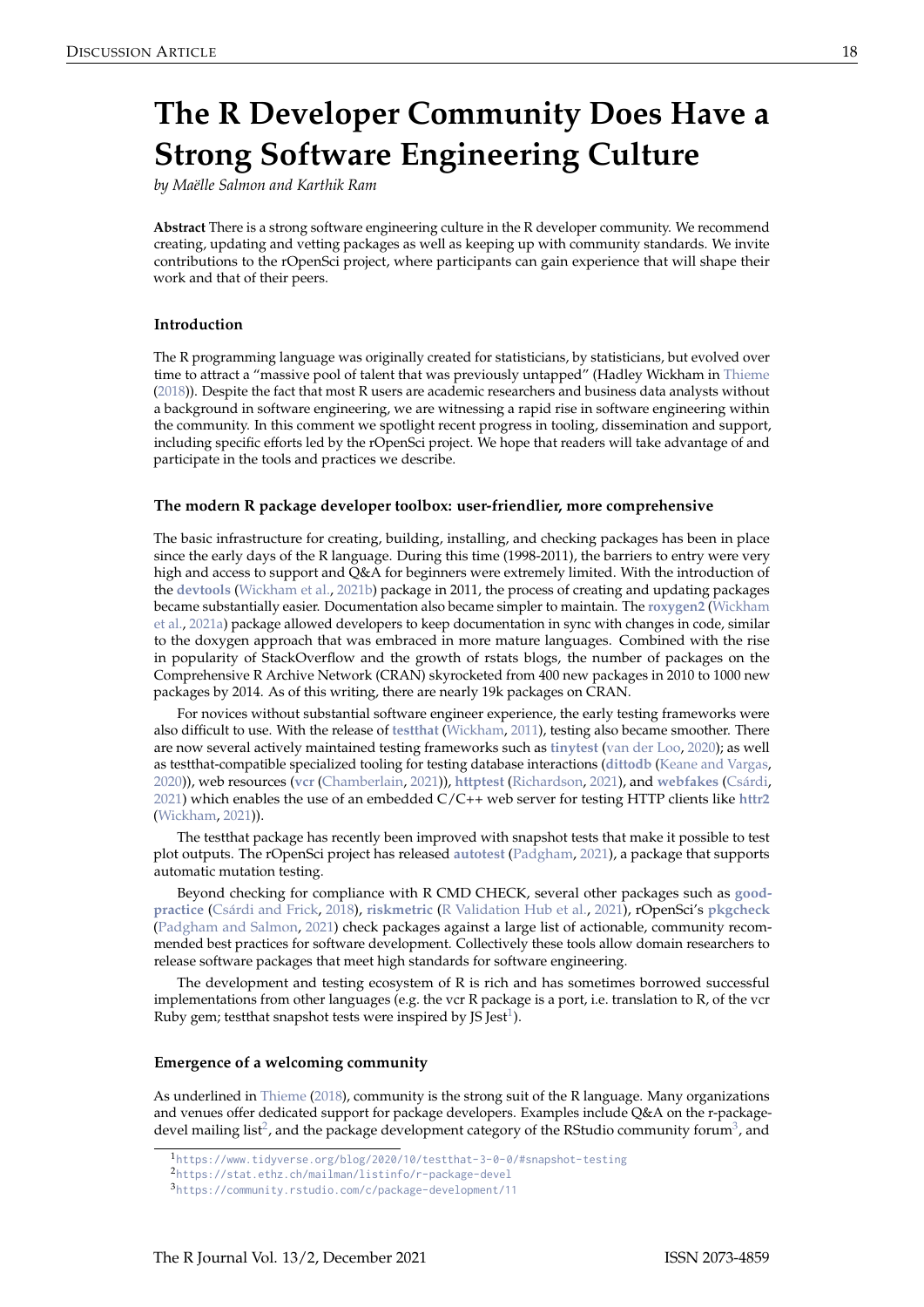# The R Developer Community Does Have a Strong Software Engineering Culture

*by Maëlle Salmon and Karthik Ram*

**Abstract** There is a strong software engineering culture in the R developer community. We recommend creating, updating and vetting packages as well as keeping up with community standards. We invite contributions to the rOpenSci project, where participants can gain experience that will shape their work and that of their peers.

## Introduction

The R programming language was originally created for statisticians, by statisticians, but evolved over time to attract a "massive pool of talent that was previously untapped" (Hadley Wickham in Thieme (2018)). Despite the fact that most R users are academic researchers and business data analysts without a background in software engineering, we are witnessing a rapid rise in software engineering within the community. In this comment we spotlight recent progress in tooling, dissemination and support, including specific efforts led by the rOpenSci project. We hope that readers will take advantage of and participate in the tools and practices we describe.

## The modern R package developer toolbox: user-friendlier, more comprehensive

The basic infrastructure for creating, building, installing, and checking packages has been in place since the early days of the R language. During this time (1998-2011), the barriers to entry were very high and access to support and Q&A for beginners were extremely limited. With the introduction of the **devtools** (Wickham et al., 2021b) package in 2011, the process of creating and updating packages became substantially easier. Documentation also became simpler to maintain. The **roxygen2** (Wickham et al., 2021a) package allowed developers to keep documentation in sync with changes in code, similar to the doxygen approach that was embraced in more mature languages. Combined with the rise in popularity of StackOverflow and the growth of rstats blogs, the number of packages on the Comprehensive R Archive Network (CRAN) skyrocketed from 400 new packages in 2010 to 1000 new packages by 2014. As of this writing, there are nearly 19k packages on CRAN.

For novices without substantial software engineer experience, the early testing frameworks were also difficult to use. With the release of **testthat** (Wickham, 2011), testing also became smoother. There are now several actively maintained testing frameworks such as **tinytest** (van der Loo, 2020); as well as testthat-compatible specialized tooling for testing database interactions (**dittodb** (Keane and Vargas, 2020)), web resources (**vcr** (Chamberlain, 2021)), **httptest** (Richardson, 2021), and **webfakes** (Csárdi, 2021) which enables the use of an embedded C/C++ web server for testing HTTP clients like **httr2** (Wickham, 2021)).

The testthat package has recently been improved with snapshot tests that make it possible to test plot outputs. The rOpenSci project has released **autotest** (Padgham, 2021), a package that supports automatic mutation testing.

Beyond checking for compliance with R CMD CHECK, several other packages such as **goodpractice** (Csárdi and Frick, 2018), **riskmetric** (R Validation Hub et al., 2021), rOpenSci's **pkgcheck** (Padgham and Salmon, 2021) check packages against a large list of actionable, community recommended best practices for software development. Collectively these tools allow domain researchers to release software packages that meet high standards for software engineering.

The development and testing ecosystem of R is rich and has sometimes borrowed successful implementations from other languages (e.g. the vcr R package is a port, i.e. translation to R, of the vcr Ruby gem; testthat snapshot tests were inspired by JS Jest[1]).

## Emergence of a welcoming community

As underlined in Thieme (2018), community is the strong suit of the R language. Many organizations and venues offer dedicated support for package developers. Examples include Q&A on the r-package-devel mailing list[2], and the package development category of the RStudio community forum[3], and

[1] https://www.tidyverse.org/blog/2020/10/testthat-3-0-0/#snapshot-testing

[2] https://stat.ethz.ch/mailman/listinfo/r-package-devel

[3] https://community.rstudio.com/c/package-development/11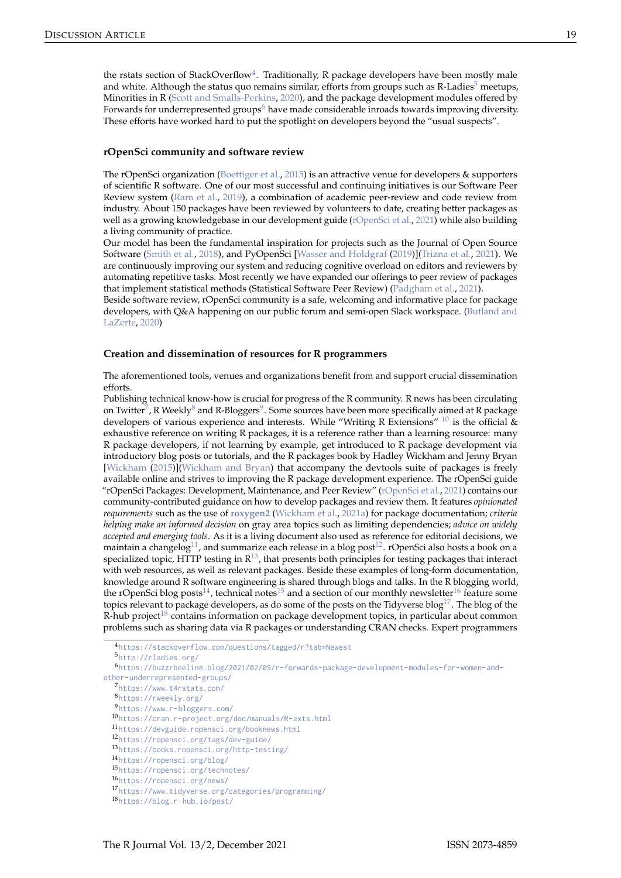the rstats section of StackOverflow[4]. Traditionally, R package developers have been mostly male and white. Although the status quo remains similar, efforts from groups such as R-Ladies[5] meetups, Minorities in R (Scott and Smalls-Perkins, 2020), and the package development modules offered by Forwards for underrepresented groups[6] have made considerable inroads towards improving diversity. These efforts have worked hard to put the spotlight on developers beyond the "usual suspects".

### rOpenSci community and software review

The rOpenSci organization (Boettiger et al., 2015) is an attractive venue for developers & supporters of scientific R software. One of our most successful and continuing initiatives is our Software Peer Review system (Ram et al., 2019), a combination of academic peer-review and code review from industry. About 150 packages have been reviewed by volunteers to date, creating better packages as well as a growing knowledgebase in our development guide (rOpenSci et al., 2021) while also building a living community of practice.

Our model has been the fundamental inspiration for projects such as the Journal of Open Source Software (Smith et al., 2018), and PyOpenSci [Wasser and Holdgraf (2019)](Trizna et al., 2021). We are continuously improving our system and reducing cognitive overload on editors and reviewers by automating repetitive tasks. Most recently we have expanded our offerings to peer review of packages that implement statistical methods (Statistical Software Peer Review) (Padgham et al., 2021).

Beside software review, rOpenSci community is a safe, welcoming and informative place for package developers, with Q&A happening on our public forum and semi-open Slack workspace. (Butland and LaZerte, 2020)

### Creation and dissemination of resources for R programmers

The aforementioned tools, venues and organizations benefit from and support crucial dissemination efforts.

Publishing technical know-how is crucial for progress of the R community. R news has been circulating on Twitter[7], R Weekly[8] and R-Bloggers[9]. Some sources have been more specifically aimed at R package developers of various experience and interests. While "Writing R Extensions" [10] is the official & exhaustive reference on writing R packages, it is a reference rather than a learning resource: many R package developers, if not learning by example, get introduced to R package development via introductory blog posts or tutorials, and the R packages book by Hadley Wickham and Jenny Bryan [Wickham (2015)](Wickham and Bryan) that accompany the devtools suite of packages is freely available online and strives to improving the R package development experience. The rOpenSci guide "rOpenSci Packages: Development, Maintenance, and Peer Review" (rOpenSci et al., 2021) contains our community-contributed guidance on how to develop packages and review them. It features *opinionated requirements* such as the use of **roxygen2** (Wickham et al., 2021a) for package documentation; *criteria helping make an informed decision* on gray area topics such as limiting dependencies; *advice on widely accepted and emerging tools*. As it is a living document also used as reference for editorial decisions, we maintain a changelog[11], and summarize each release in a blog post[12]. rOpenSci also hosts a book on a specialized topic, HTTP testing in R[13], that presents both principles for testing packages that interact with web resources, as well as relevant packages. Beside these examples of long-form documentation, knowledge around R software engineering is shared through blogs and talks. In the R blogging world, the rOpenSci blog posts[14], technical notes[15] and a section of our monthly newsletter[16] feature some topics relevant to package developers, as do some of the posts on the Tidyverse blog[17]. The blog of the R-hub project[18] contains information on package development topics, in particular about common problems such as sharing data via R packages or understanding CRAN checks. Expert programmers

---

[4] https://stackoverflow.com/questions/tagged/r?tab=Newest

[5] http://rladies.org/

[6] https://buzzrbeeline.blog/2021/02/09/r-forwards-package-development-modules-for-women-and-other-underrepresented-groups/

[7] https://www.t4rstats.com/

[8] https://rweekly.org/

[9] https://www.r-bloggers.com/

[10] https://cran.r-project.org/doc/manuals/R-exts.html

[11] https://devguide.ropensci.org/booknews.html

[12] https://ropensci.org/tags/dev-guide/

[13] https://books.ropensci.org/http-testing/

[14] https://ropensci.org/blog/

[15] https://ropensci.org/technotes/

[16] https://ropensci.org/news/

[17] https://www.tidyverse.org/categories/programming/

[18] https://blog.r-hub.io/post/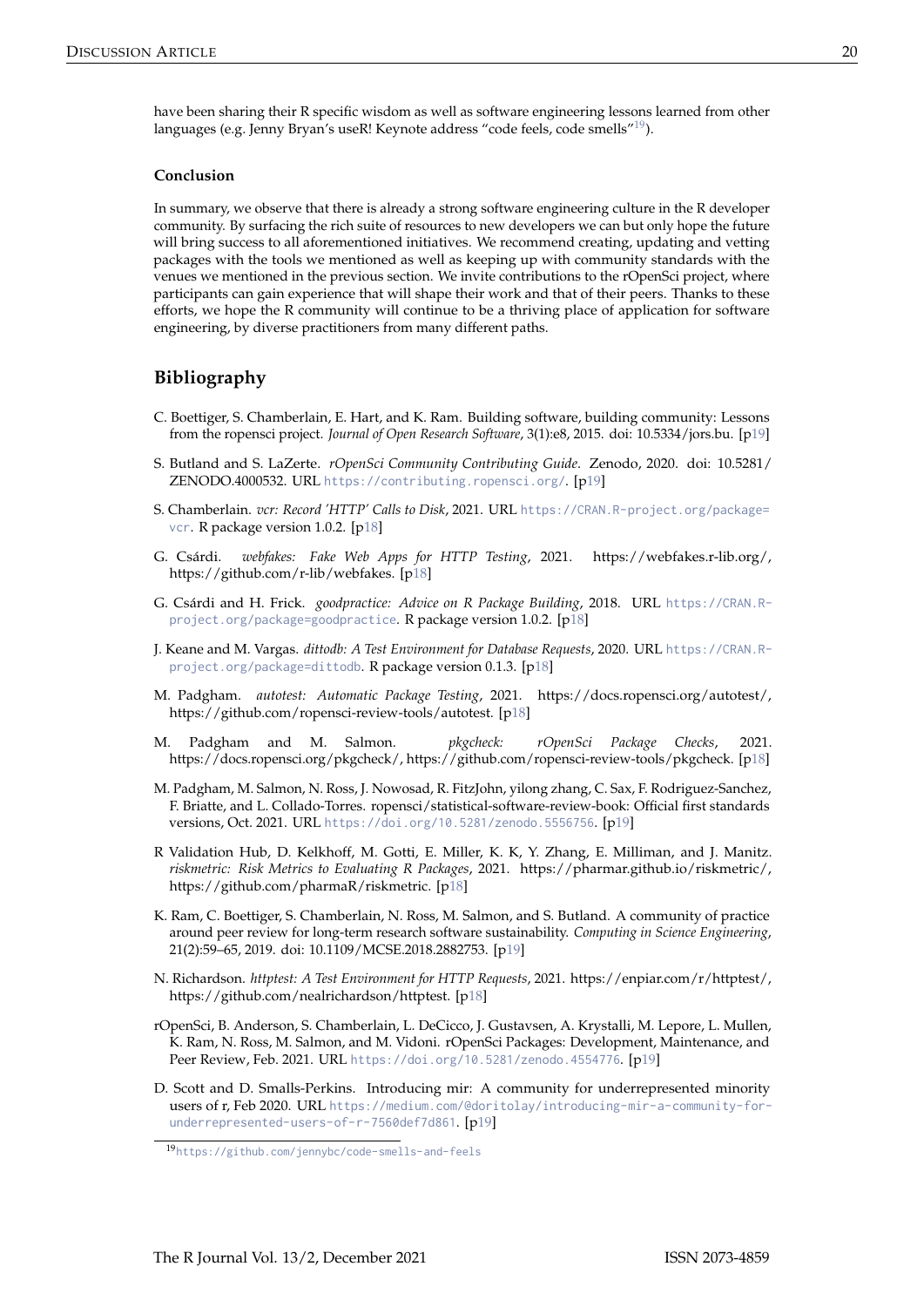have been sharing their R specific wisdom as well as software engineering lessons learned from other languages (e.g. Jenny Bryan's useR! Keynote address "code feels, code smells"[19]).

### Conclusion

In summary, we observe that there is already a strong software engineering culture in the R developer community. By surfacing the rich suite of resources to new developers we can but only hope the future will bring success to all aforementioned initiatives. We recommend creating, updating and vetting packages with the tools we mentioned as well as keeping up with community standards with the venues we mentioned in the previous section. We invite contributions to the rOpenSci project, where participants can gain experience that will shape their work and that of their peers. Thanks to these efforts, we hope the R community will continue to be a thriving place of application for software engineering, by diverse practitioners from many different paths.

## Bibliography

C. Boettiger, S. Chamberlain, E. Hart, and K. Ram. Building software, building community: Lessons from the ropensci project. *Journal of Open Research Software*, 3(1):e8, 2015. doi: 10.5334/jors.bu. [p19]

S. Butland and S. LaZerte. *rOpenSci Community Contributing Guide*. Zenodo, 2020. doi: 10.5281/ZENODO.4000532. URL https://contributing.ropensci.org/. [p19]

S. Chamberlain. *vcr: Record 'HTTP' Calls to Disk*, 2021. URL https://CRAN.R-project.org/package=vcr. R package version 1.0.2. [p18]

G. Csárdi. *webfakes: Fake Web Apps for HTTP Testing*, 2021. https://webfakes.r-lib.org/, https://github.com/r-lib/webfakes. [p18]

G. Csárdi and H. Frick. *goodpractice: Advice on R Package Building*, 2018. URL https://CRAN.R-project.org/package=goodpractice. R package version 1.0.2. [p18]

J. Keane and M. Vargas. *dittodb: A Test Environment for Database Requests*, 2020. URL https://CRAN.R-project.org/package=dittodb. R package version 0.1.3. [p18]

M. Padgham. *autotest: Automatic Package Testing*, 2021. https://docs.ropensci.org/autotest/, https://github.com/ropensci-review-tools/autotest. [p18]

M. Padgham and M. Salmon. *pkgcheck: rOpenSci Package Checks*, 2021. https://docs.ropensci.org/pkgcheck/, https://github.com/ropensci-review-tools/pkgcheck. [p18]

M. Padgham, M. Salmon, N. Ross, J. Nowosad, R. FitzJohn, yilong zhang, C. Sax, F. Rodriguez-Sanchez, F. Briatte, and L. Collado-Torres. ropensci/statistical-software-review-book: Official first standards versions, Oct. 2021. URL https://doi.org/10.5281/zenodo.5556756. [p19]

R Validation Hub, D. Kelkhoff, M. Gotti, E. Miller, K. K, Y. Zhang, E. Milliman, and J. Manitz. *riskmetric: Risk Metrics to Evaluating R Packages*, 2021. https://pharmar.github.io/riskmetric/, https://github.com/pharmaR/riskmetric. [p18]

K. Ram, C. Boettiger, S. Chamberlain, N. Ross, M. Salmon, and S. Butland. A community of practice around peer review for long-term research software sustainability. *Computing in Science Engineering*, 21(2):59–65, 2019. doi: 10.1109/MCSE.2018.2882753. [p19]

N. Richardson. *httptest: A Test Environment for HTTP Requests*, 2021. https://enpiar.com/r/httptest/, https://github.com/nealrichardson/httptest. [p18]

rOpenSci, B. Anderson, S. Chamberlain, L. DeCicco, J. Gustavsen, A. Krystalli, M. Lepore, L. Mullen, K. Ram, N. Ross, M. Salmon, and M. Vidoni. rOpenSci Packages: Development, Maintenance, and Peer Review, Feb. 2021. URL https://doi.org/10.5281/zenodo.4554776. [p19]

D. Scott and D. Smalls-Perkins. Introducing mir: A community for underrepresented minority users of r, Feb 2020. URL https://medium.com/@doritolay/introducing-mir-a-community-for-underrepresented-users-of-r-7560def7d861. [p19]

[19] https://github.com/jennybc/code-smells-and-feels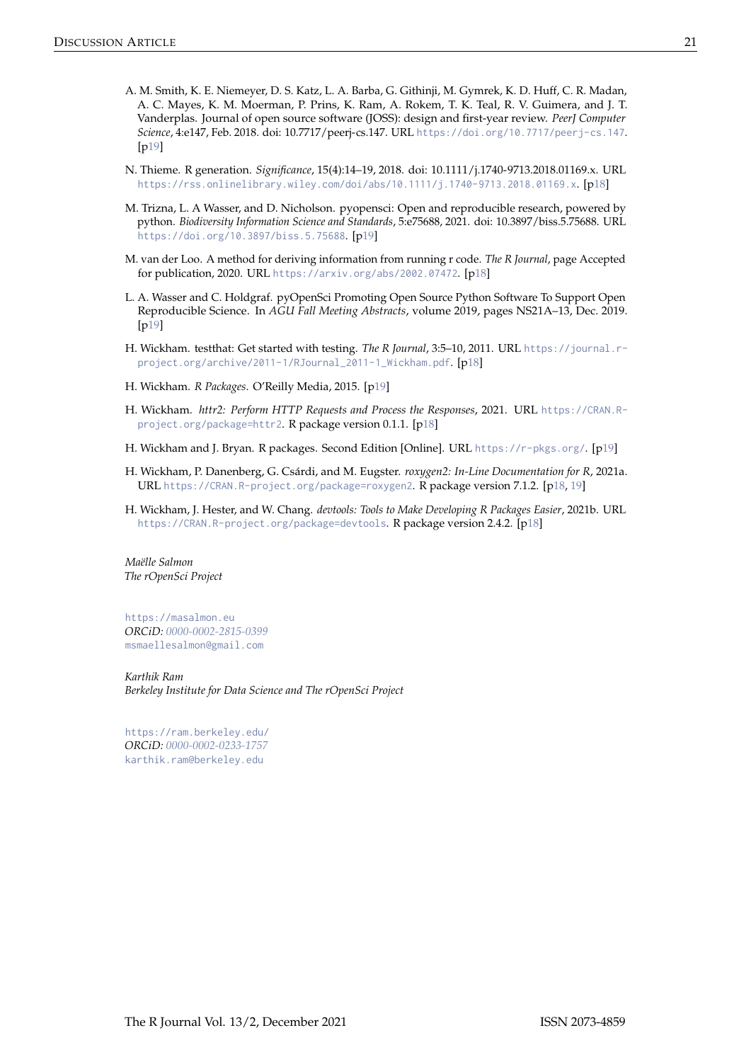A. M. Smith, K. E. Niemeyer, D. S. Katz, L. A. Barba, G. Githinji, M. Gymrek, K. D. Huff, C. R. Madan, A. C. Mayes, K. M. Moerman, P. Prins, K. Ram, A. Rokem, T. K. Teal, R. V. Guimera, and J. T. Vanderplas. Journal of open source software (JOSS): design and first-year review. *PeerJ Computer Science*, 4:e147, Feb. 2018. doi: 10.7717/peerj-cs.147. URL https://doi.org/10.7717/peerj-cs.147. [p19]

N. Thieme. R generation. *Significance*, 15(4):14–19, 2018. doi: 10.1111/j.1740-9713.2018.01169.x. URL https://rss.onlinelibrary.wiley.com/doi/abs/10.1111/j.1740-9713.2018.01169.x. [p18]

M. Trizna, L. A Wasser, and D. Nicholson. pyopensci: Open and reproducible research, powered by python. *Biodiversity Information Science and Standards*, 5:e75688, 2021. doi: 10.3897/biss.5.75688. URL https://doi.org/10.3897/biss.5.75688. [p19]

M. van der Loo. A method for deriving information from running r code. *The R Journal*, page Accepted for publication, 2020. URL https://arxiv.org/abs/2002.07472. [p18]

L. A. Wasser and C. Holdgraf. pyOpenSci Promoting Open Source Python Software To Support Open Reproducible Science. In *AGU Fall Meeting Abstracts*, volume 2019, pages NS21A–13, Dec. 2019. [p19]

H. Wickham. testthat: Get started with testing. *The R Journal*, 3:5–10, 2011. URL https://journal.r-project.org/archive/2011-1/RJournal_2011-1_Wickham.pdf. [p18]

H. Wickham. *R Packages*. O'Reilly Media, 2015. [p19]

H. Wickham. *httr2: Perform HTTP Requests and Process the Responses*, 2021. URL https://CRAN.R-project.org/package=httr2. R package version 0.1.1. [p18]

H. Wickham and J. Bryan. R packages. Second Edition [Online]. URL https://r-pkgs.org/. [p19]

H. Wickham, P. Danenberg, G. Csárdi, and M. Eugster. *roxygen2: In-Line Documentation for R*, 2021a. URL https://CRAN.R-project.org/package=roxygen2. R package version 7.1.2. [p18, 19]

H. Wickham, J. Hester, and W. Chang. *devtools: Tools to Make Developing R Packages Easier*, 2021b. URL https://CRAN.R-project.org/package=devtools. R package version 2.4.2. [p18]

*Maëlle Salmon*
*The rOpenSci Project*

https://masalmon.eu
*ORCiD: 0000-0002-2815-0399*
msmaellesalmon@gmail.com

*Karthik Ram*
*Berkeley Institute for Data Science and The rOpenSci Project*

https://ram.berkeley.edu/
*ORCiD: 0000-0002-0233-1757*
karthik.ram@berkeley.edu